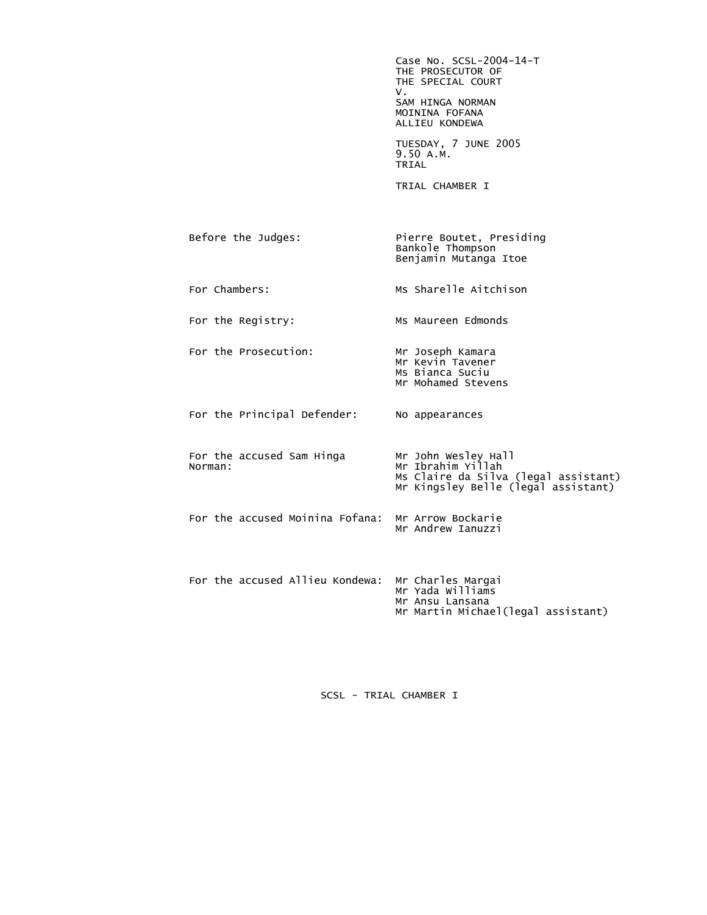Case No. SCSL-2004-14-T
THE PROSECUTOR OF
THE SPECIAL COURT
V.
SAM HINGA NORMAN
MOININA FOFANA
ALLIEU KONDEWA

TUESDAY, 7 JUNE 2005
9.50 A.M.
TRIAL

TRIAL CHAMBER I

| | |
|---|---|
| Before the Judges: | Pierre Boutet, Presiding<br>Bankole Thompson<br>Benjamin Mutanga Itoe |
| For Chambers: | Ms Sharelle Aitchison |
| For the Registry: | Ms Maureen Edmonds |
| For the Prosecution: | Mr Joseph Kamara<br>Mr Kevin Tavener<br>Ms Bianca Suciu<br>Mr Mohamed Stevens |
| For the Principal Defender: | No appearances |
| For the accused Sam Hinga Norman: | Mr John Wesley Hall<br>Mr Ibrahim Yillah<br>Ms Claire da Silva (legal assistant)<br>Mr Kingsley Belle (legal assistant) |
| For the accused Moinina Fofana: | Mr Arrow Bockarie<br>Mr Andrew Ianuzzi |
| For the accused Allieu Kondewa: | Mr Charles Margai<br>Mr Yada Williams<br>Mr Ansu Lansana<br>Mr Martin Michael(legal assistant) |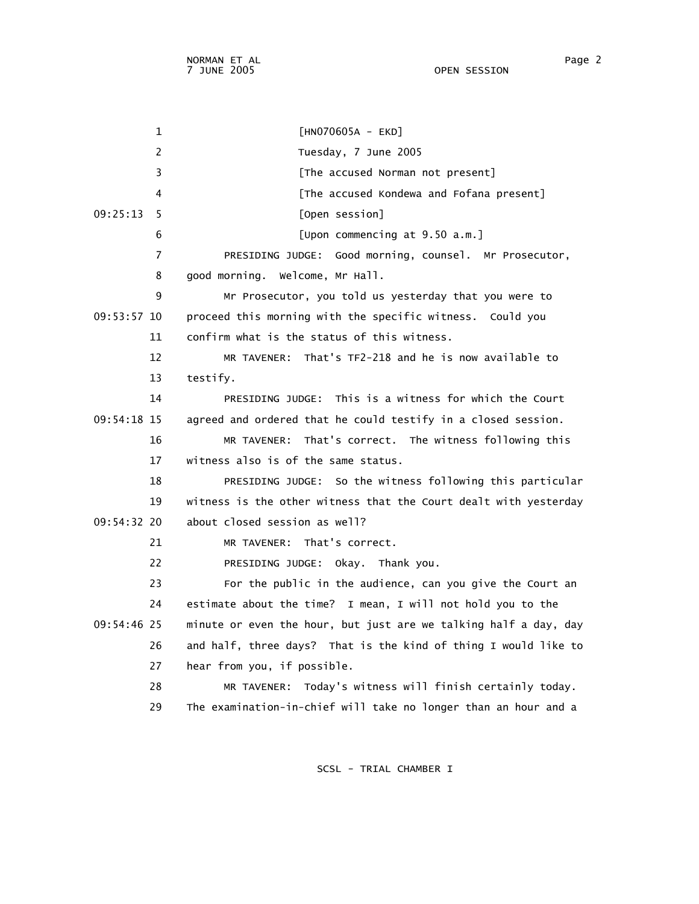[HN070605A - EKD]

Tuesday, 7 June 2005

[The accused Norman not present]

[The accused Kondewa and Fofana present]

[Open session]

[Upon commencing at 9.50 a.m.]

PRESIDING JUDGE: Good morning, counsel. Mr Prosecutor, good morning. Welcome, Mr Hall.

Mr Prosecutor, you told us yesterday that you were to proceed this morning with the specific witness. Could you confirm what is the status of this witness.

MR TAVENER: That's TF2-218 and he is now available to testify.

PRESIDING JUDGE: This is a witness for which the Court agreed and ordered that he could testify in a closed session.

MR TAVENER: That's correct. The witness following this witness also is of the same status.

PRESIDING JUDGE: So the witness following this particular witness is the other witness that the Court dealt with yesterday about closed session as well?

MR TAVENER: That's correct.

PRESIDING JUDGE: Okay. Thank you.

For the public in the audience, can you give the Court an estimate about the time? I mean, I will not hold you to the minute or even the hour, but just are we talking half a day, day and half, three days? That is the kind of thing I would like to hear from you, if possible.

MR TAVENER: Today's witness will finish certainly today. The examination-in-chief will take no longer than an hour and a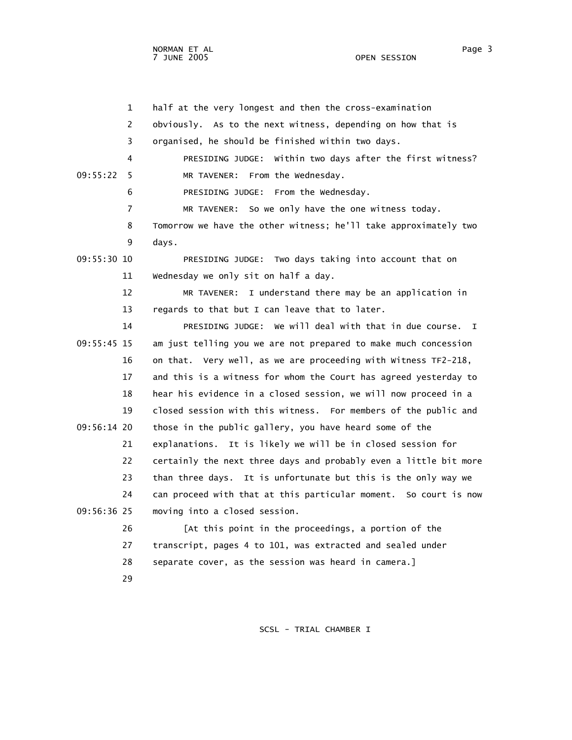half at the very longest and then the cross-examination obviously. As to the next witness, depending on how that is organised, he should be finished within two days.

PRESIDING JUDGE: Within two days after the first witness?

MR TAVENER: From the Wednesday.

PRESIDING JUDGE: From the Wednesday.

MR TAVENER: So we only have the one witness today. Tomorrow we have the other witness; he'll take approximately two days.

PRESIDING JUDGE: Two days taking into account that on Wednesday we only sit on half a day.

MR TAVENER: I understand there may be an application in regards to that but I can leave that to later.

PRESIDING JUDGE: We will deal with that in due course. I am just telling you we are not prepared to make much concession on that. Very well, as we are proceeding with Witness TF2-218, and this is a witness for whom the Court has agreed yesterday to hear his evidence in a closed session, we will now proceed in a closed session with this witness. For members of the public and those in the public gallery, you have heard some of the explanations. It is likely we will be in closed session for certainly the next three days and probably even a little bit more than three days. It is unfortunate but this is the only way we can proceed with that at this particular moment. So court is now moving into a closed session.

[At this point in the proceedings, a portion of the transcript, pages 4 to 101, was extracted and sealed under separate cover, as the session was heard in camera.]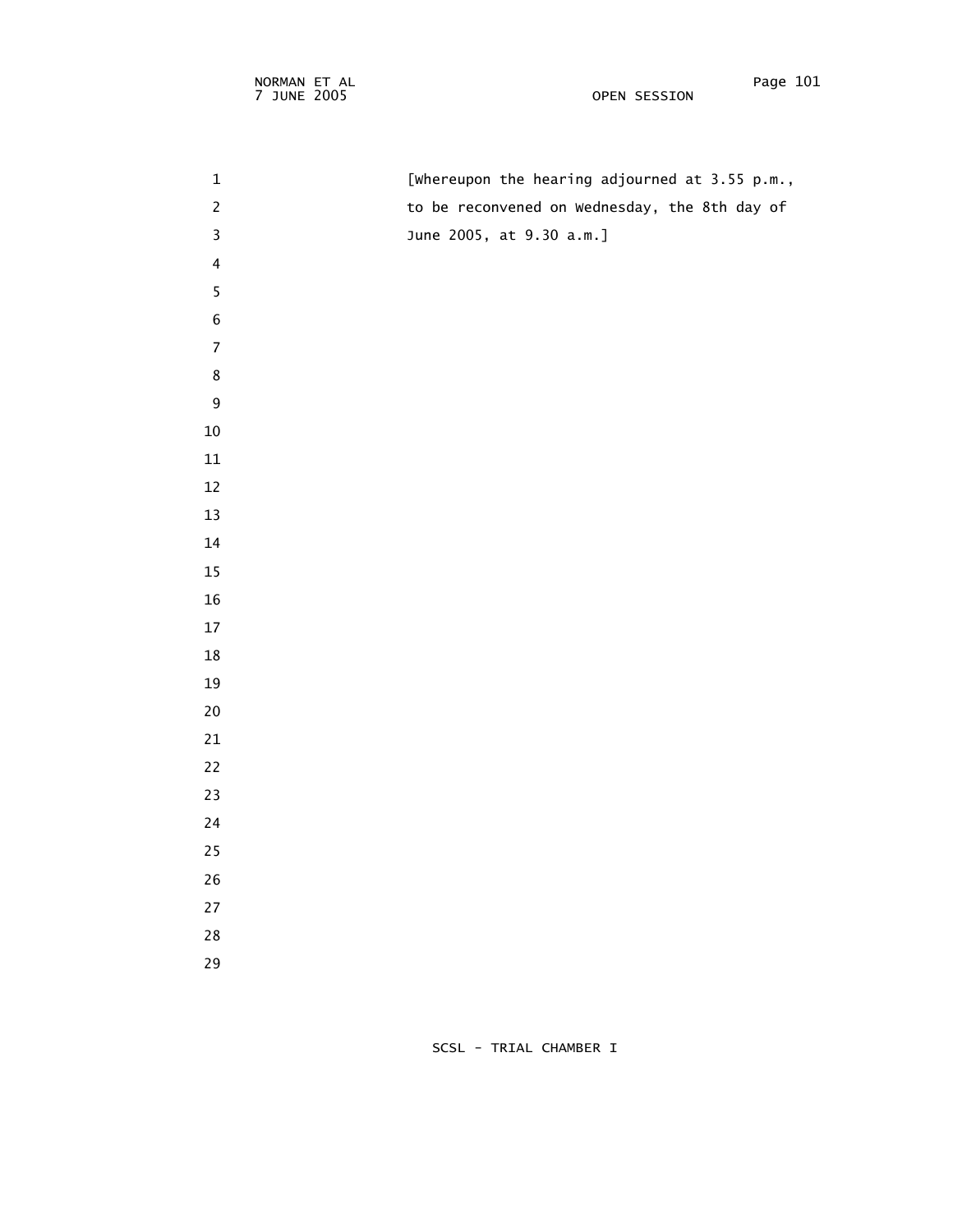[Whereupon the hearing adjourned at 3.55 p.m.,
to be reconvened on Wednesday, the 8th day of
June 2005, at 9.30 a.m.]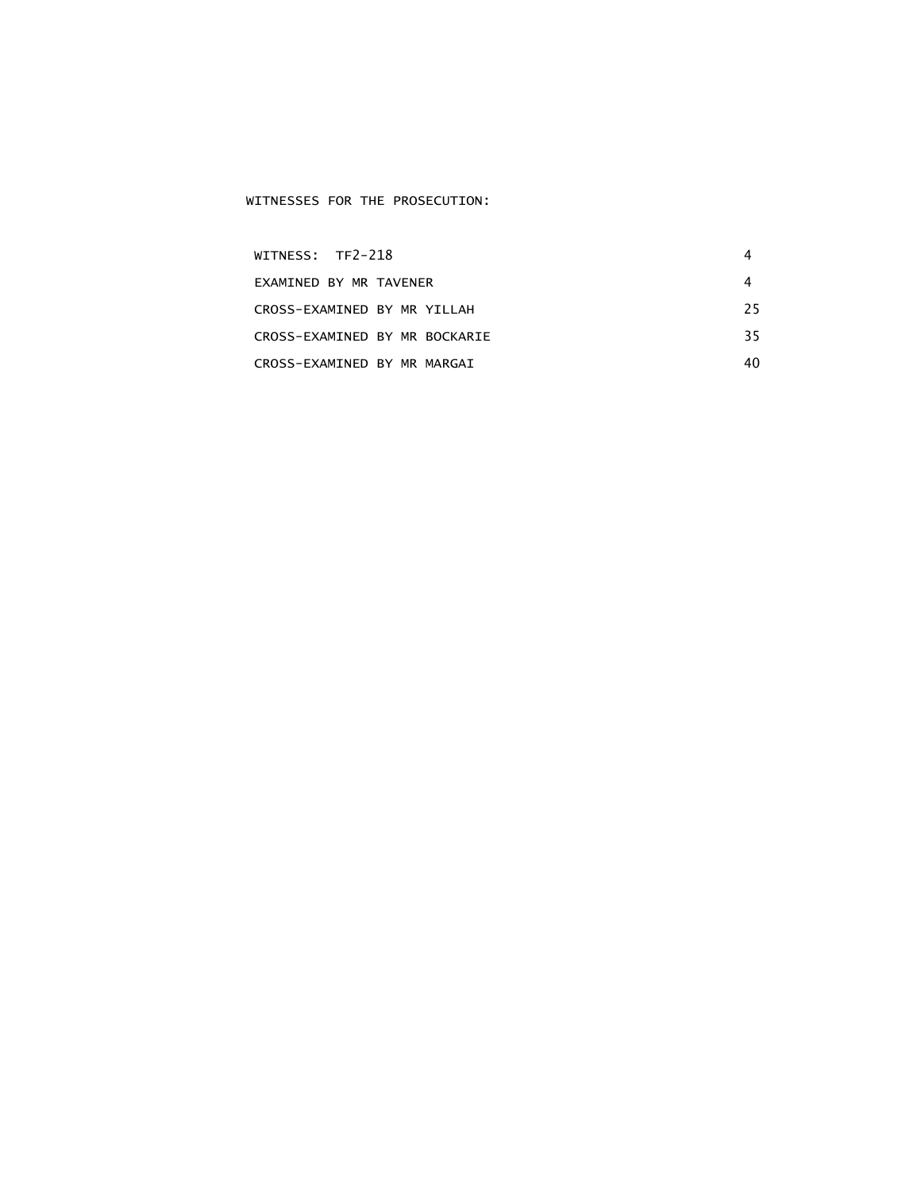WITNESSES FOR THE PROSECUTION:

| | |
|---|---|
| WITNESS: TF2-218 | 4 |
| EXAMINED BY MR TAVENER | 4 |
| CROSS-EXAMINED BY MR YILLAH | 25 |
| CROSS-EXAMINED BY MR BOCKARIE | 35 |
| CROSS-EXAMINED BY MR MARGAI | 40 |